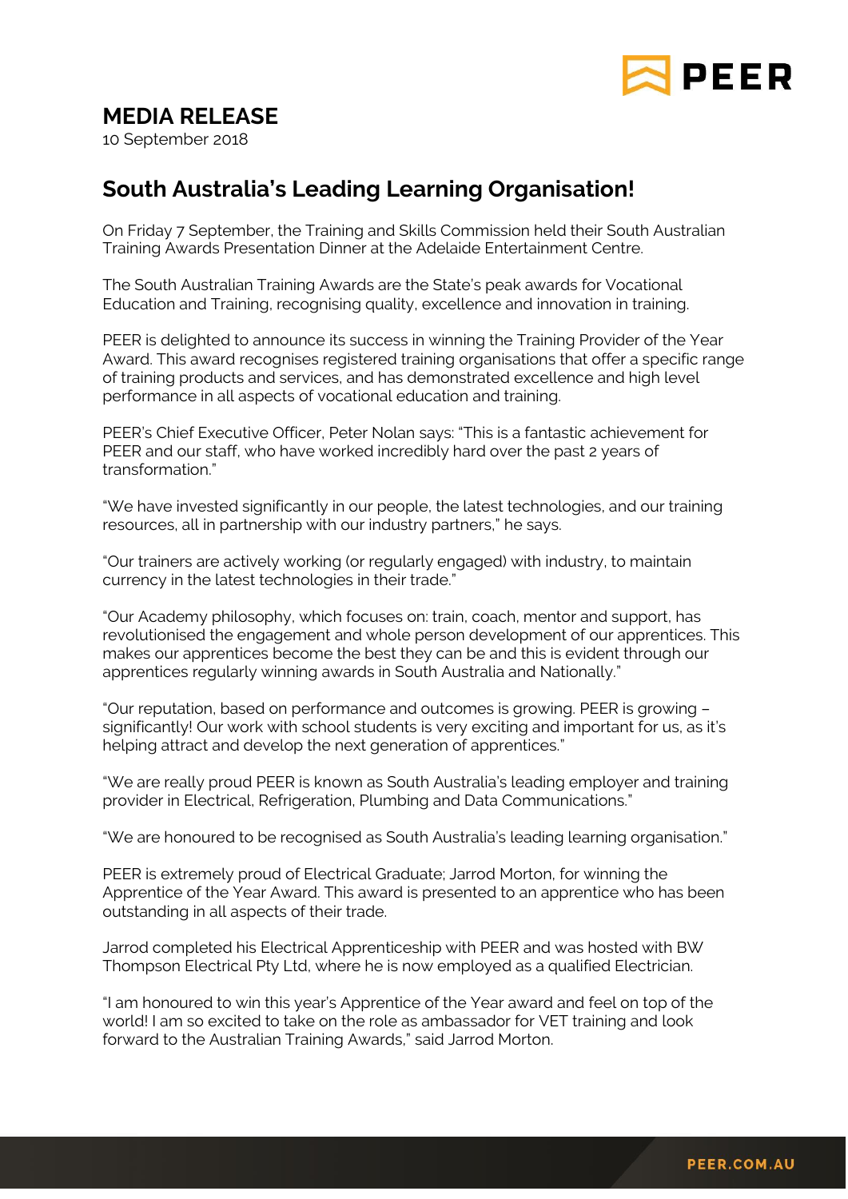# MEDIA RELEASE

10 September 2018

## South Australia's Leading Learning Organisation!

On Friday 7 September, the Training and Skills Commission held their South Australian Training Awards Presentation Dinner at the Adelaide Entertainment Centre.

The South Australian Training Awards are the State's peak awards for Vocational Education and Training, recognising quality, excellence and innovation in training.

PEER is delighted to announce its success in winning the Training Provider of the Year Award. This award recognises registered training organisations that offer a specific range of training products and services, and has demonstrated excellence and high level performance in all aspects of vocational education and training.

PEER's Chief Executive Officer, Peter Nolan says: "This is a fantastic achievement for PEER and our staff, who have worked incredibly hard over the past 2 years of transformation."

"We have invested significantly in our people, the latest technologies, and our training resources, all in partnership with our industry partners," he says.

"Our trainers are actively working (or regularly engaged) with industry, to maintain currency in the latest technologies in their trade."

"Our Academy philosophy, which focuses on: train, coach, mentor and support, has revolutionised the engagement and whole person development of our apprentices. This makes our apprentices become the best they can be and this is evident through our apprentices regularly winning awards in South Australia and Nationally."

"Our reputation, based on performance and outcomes is growing. PEER is growing – significantly! Our work with school students is very exciting and important for us, as it's helping attract and develop the next generation of apprentices."

"We are really proud PEER is known as South Australia's leading employer and training provider in Electrical, Refrigeration, Plumbing and Data Communications."

"We are honoured to be recognised as South Australia's leading learning organisation."

PEER is extremely proud of Electrical Graduate; Jarrod Morton, for winning the Apprentice of the Year Award. This award is presented to an apprentice who has been outstanding in all aspects of their trade.

Jarrod completed his Electrical Apprenticeship with PEER and was hosted with BW Thompson Electrical Pty Ltd, where he is now employed as a qualified Electrician.

"I am honoured to win this year's Apprentice of the Year award and feel on top of the world! I am so excited to take on the role as ambassador for VET training and look forward to the Australian Training Awards," said Jarrod Morton.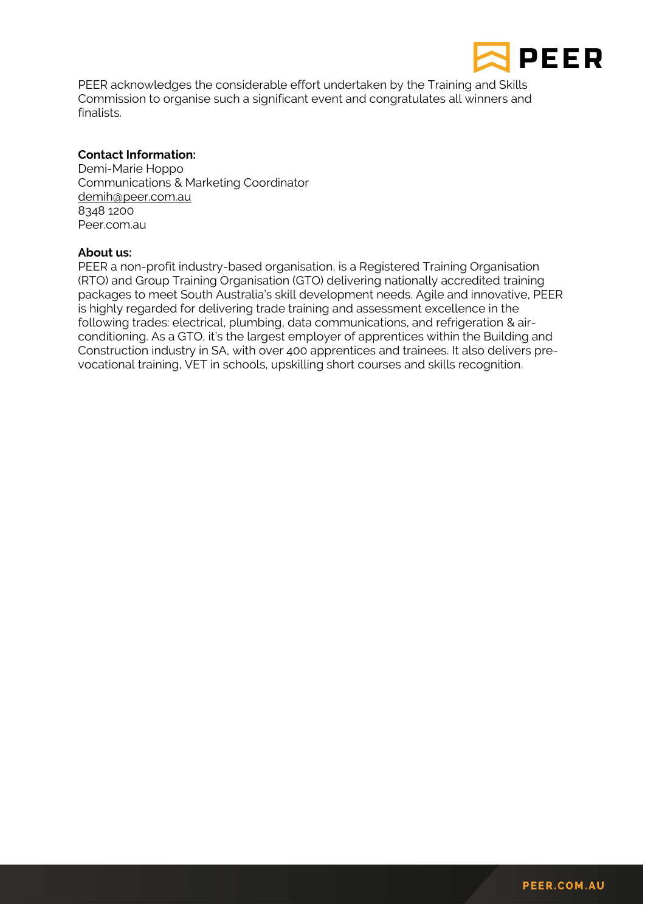PEER acknowledges the considerable effort undertaken by the Training and Skills Commission to organise such a significant event and congratulates all winners and finalists.

**Contact Information:**
Demi-Marie Hoppo
Communications & Marketing Coordinator
demih@peer.com.au
8348 1200
Peer.com.au

**About us:**
PEER a non-profit industry-based organisation, is a Registered Training Organisation (RTO) and Group Training Organisation (GTO) delivering nationally accredited training packages to meet South Australia's skill development needs. Agile and innovative, PEER is highly regarded for delivering trade training and assessment excellence in the following trades: electrical, plumbing, data communications, and refrigeration & air-conditioning. As a GTO, it's the largest employer of apprentices within the Building and Construction industry in SA, with over 400 apprentices and trainees. It also delivers pre-vocational training, VET in schools, upskilling short courses and skills recognition.